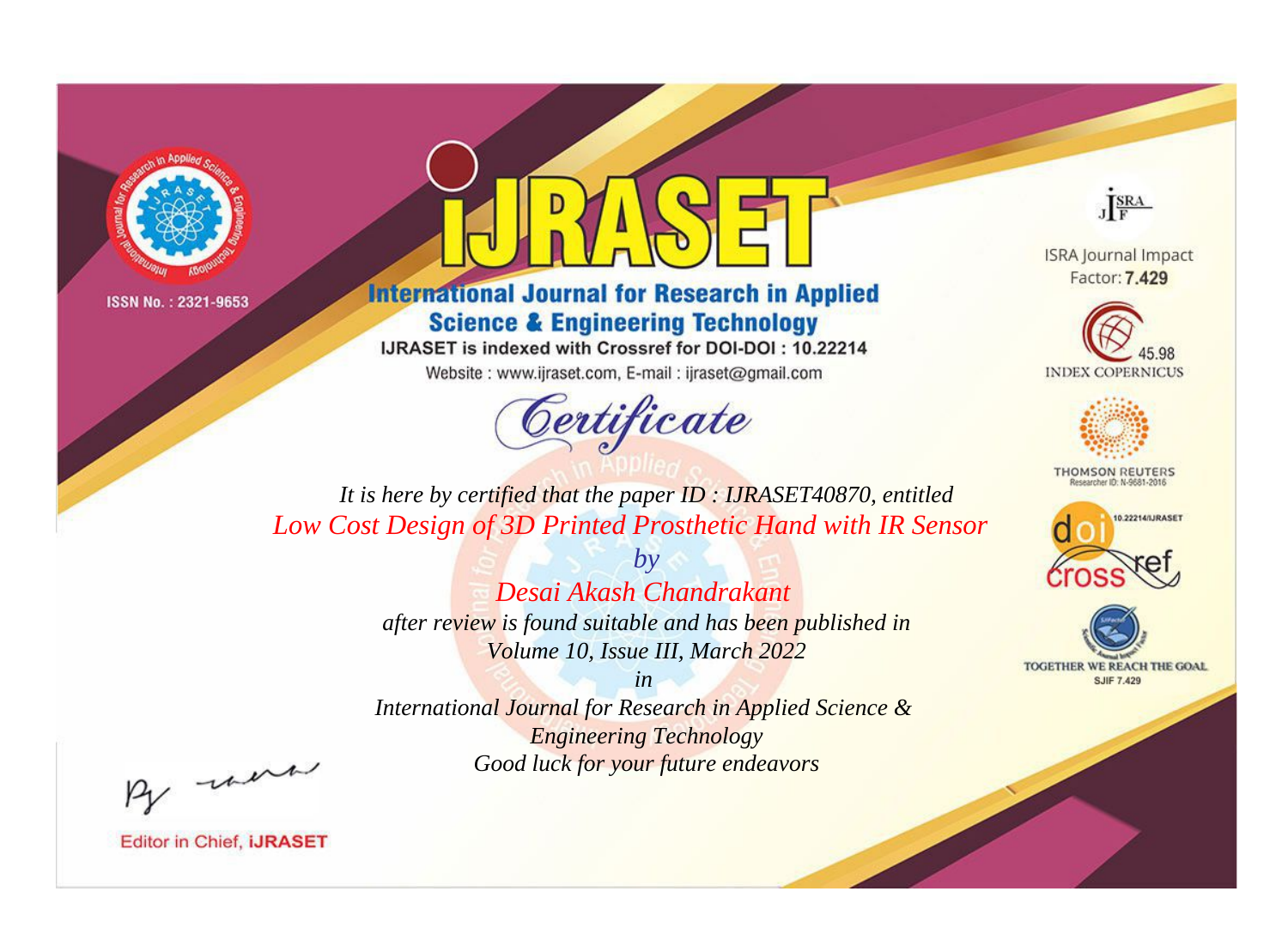ISSN No. : 2321-9653

# IJRASET

## International Journal for Research in Applied Science & Engineering Technology

IJRASET is indexed with Crossref for DOI-DOI : 10.22214

Website : www.ijraset.com, E-mail : ijraset@gmail.com

ISRA Journal Impact Factor: **7.429**

45.98 INDEX COPERNICUS

THOMSON REUTERS Researcher ID: N-9681-2016

10.22214/IJRASET

TOGETHER WE REACH THE GOAL SJIF 7.429

# *Certificate*

*It is here by certified that the paper ID : IJRASET40870, entitled*

*Low Cost Design of 3D Printed Prosthetic Hand with IR Sensor*

*by*

*Desai Akash Chandrakant*

*after review is found suitable and has been published in*

*Volume 10, Issue III, March 2022*

*in*

*International Journal for Research in Applied Science & Engineering Technology*

*Good luck for your future endeavors*

Editor in Chief, **iJRASET**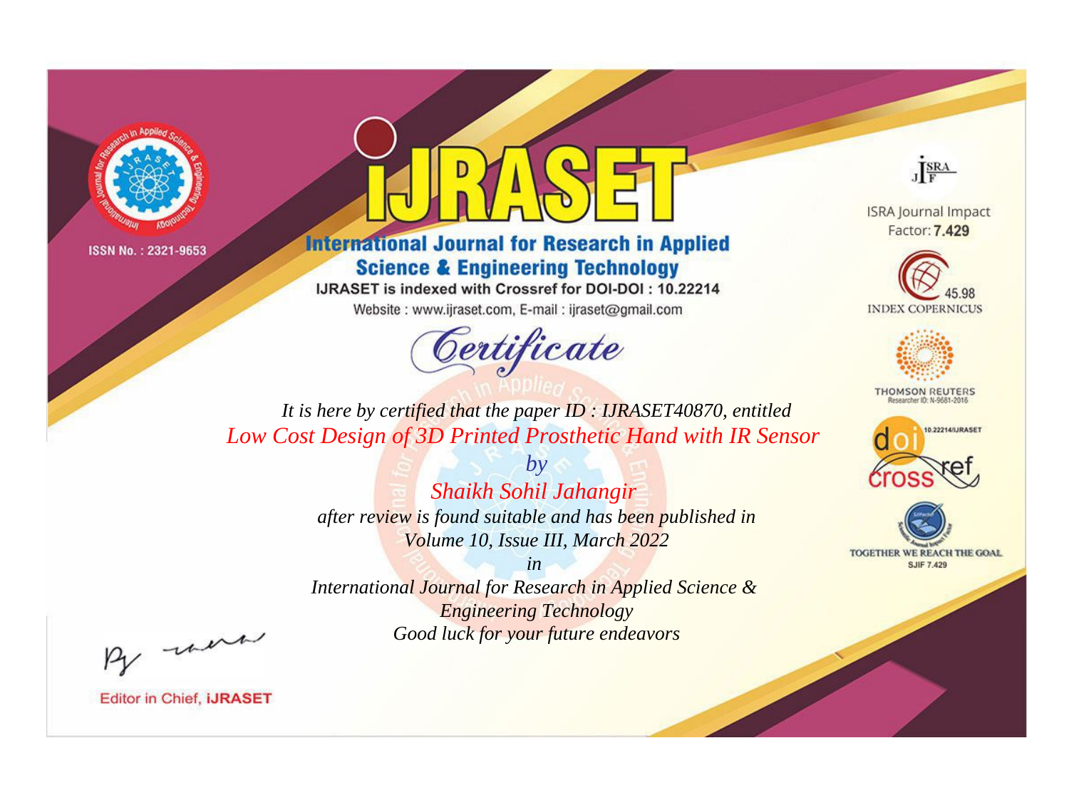ISSN No. : 2321-9653

# iJRASET

## International Journal for Research in Applied Science & Engineering Technology

IJRASET is indexed with Crossref for DOI-DOI : 10.22214

Website : www.ijraset.com, E-mail : ijraset@gmail.com

ISRA Journal Impact Factor: **7.429**

45.98 INDEX COPERNICUS

THOMSON REUTERS Researcher ID: N-9681-2016

10.22214/IJRASET

TOGETHER WE REACH THE GOAL SJIF 7.429

## Certificate

*It is here by certified that the paper ID : IJRASET40870, entitled*

*Low Cost Design of 3D Printed Prosthetic Hand with IR Sensor*

*by*

*Shaikh Sohil Jahangir*

*after review is found suitable and has been published in*

*Volume 10, Issue III, March 2022*

*in*

*International Journal for Research in Applied Science & Engineering Technology*

*Good luck for your future endeavors*

Editor in Chief, **iJRASET**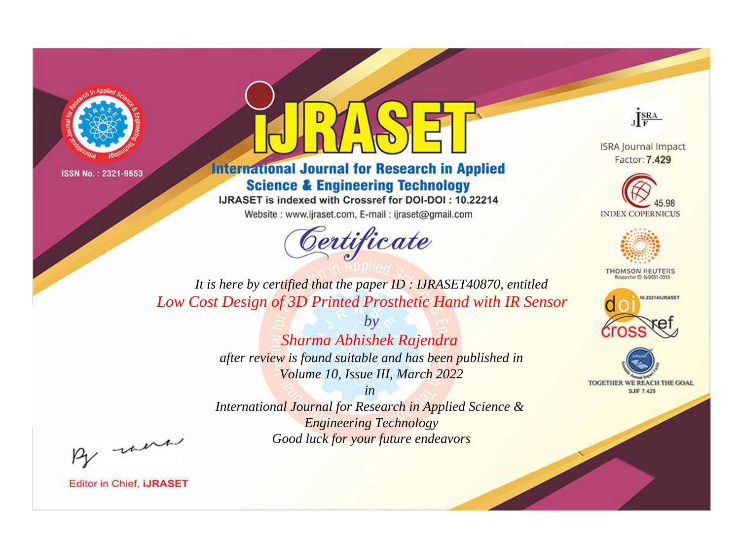ISSN No. : 2321-9653

# iJRASET

## International Journal for Research in Applied Science & Engineering Technology

IJRASET is indexed with Crossref for DOI-DOI : 10.22214

Website : www.ijraset.com, E-mail : ijraset@gmail.com

ISRA Journal Impact Factor: **7.429**

45.98 INDEX COPERNICUS

THOMSON REUTERS Researcher ID: N-9681-2016

10.22214/IJRASET

TOGETHER WE REACH THE GOAL SJIF 7.429

# *Certificate*

*It is here by certified that the paper ID : IJRASET40870, entitled*

*Low Cost Design of 3D Printed Prosthetic Hand with IR Sensor*

*by*

*Sharma Abhishek Rajendra*

*after review is found suitable and has been published in*

*Volume 10, Issue III, March 2022*

*in*

*International Journal for Research in Applied Science & Engineering Technology*

*Good luck for your future endeavors*

Editor in Chief, **iJRASET**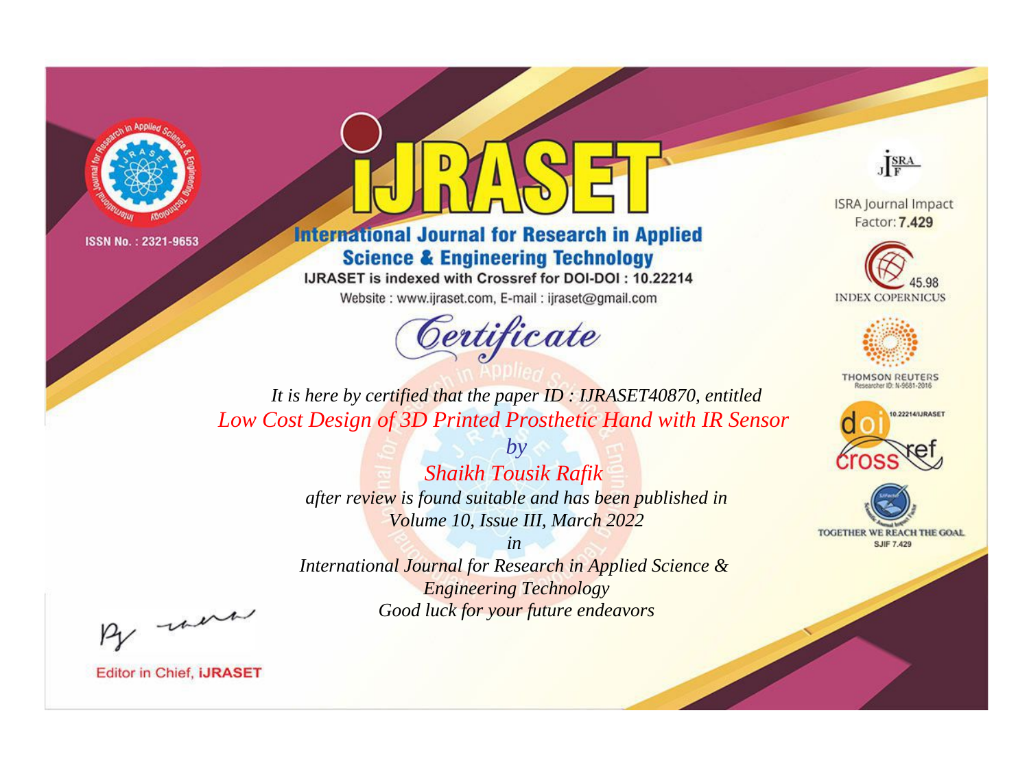ISSN No. : 2321-9653

# IJRASET

## International Journal for Research in Applied Science & Engineering Technology

IJRASET is indexed with Crossref for DOI-DOI : 10.22214

Website : www.ijraset.com, E-mail : ijraset@gmail.com

*Certificate*

*It is here by certified that the paper ID : IJRASET40870, entitled*

*Low Cost Design of 3D Printed Prosthetic Hand with IR Sensor*

*by*

*Shaikh Tousik Rafik*

*after review is found suitable and has been published in*

*Volume 10, Issue III, March 2022*

*in*

*International Journal for Research in Applied Science & Engineering Technology*

*Good luck for your future endeavors*

ISRA Journal Impact Factor: **7.429**

45.98 INDEX COPERNICUS

THOMSON REUTERS Researcher ID: N-9681-2016

10.22214/IJRASET

TOGETHER WE REACH THE GOAL SJIF 7.429

Editor in Chief, **iJRASET**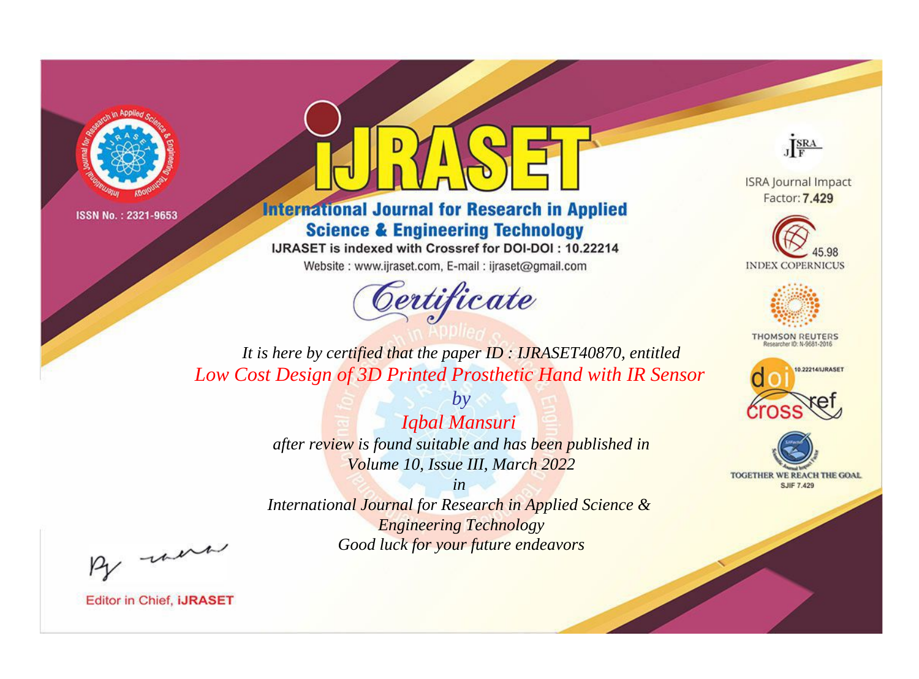ISSN No. : 2321-9653

# IJRASET

## International Journal for Research in Applied Science & Engineering Technology

IJRASET is indexed with Crossref for DOI-DOI : 10.22214

Website : www.ijraset.com, E-mail : ijraset@gmail.com

ISRA Journal Impact Factor: **7.429**

45.98 INDEX COPERNICUS

THOMSON REUTERS Researcher ID: N-9681-2016

10.22214/IJRASET

TOGETHER WE REACH THE GOAL SJIF 7.429

# *Certificate*

*It is here by certified that the paper ID : IJRASET40870, entitled*

*Low Cost Design of 3D Printed Prosthetic Hand with IR Sensor*

*by*

*Iqbal Mansuri*

*after review is found suitable and has been published in*

*Volume 10, Issue III, March 2022*

*in*

*International Journal for Research in Applied Science & Engineering Technology*

*Good luck for your future endeavors*

Editor in Chief, IJRASET